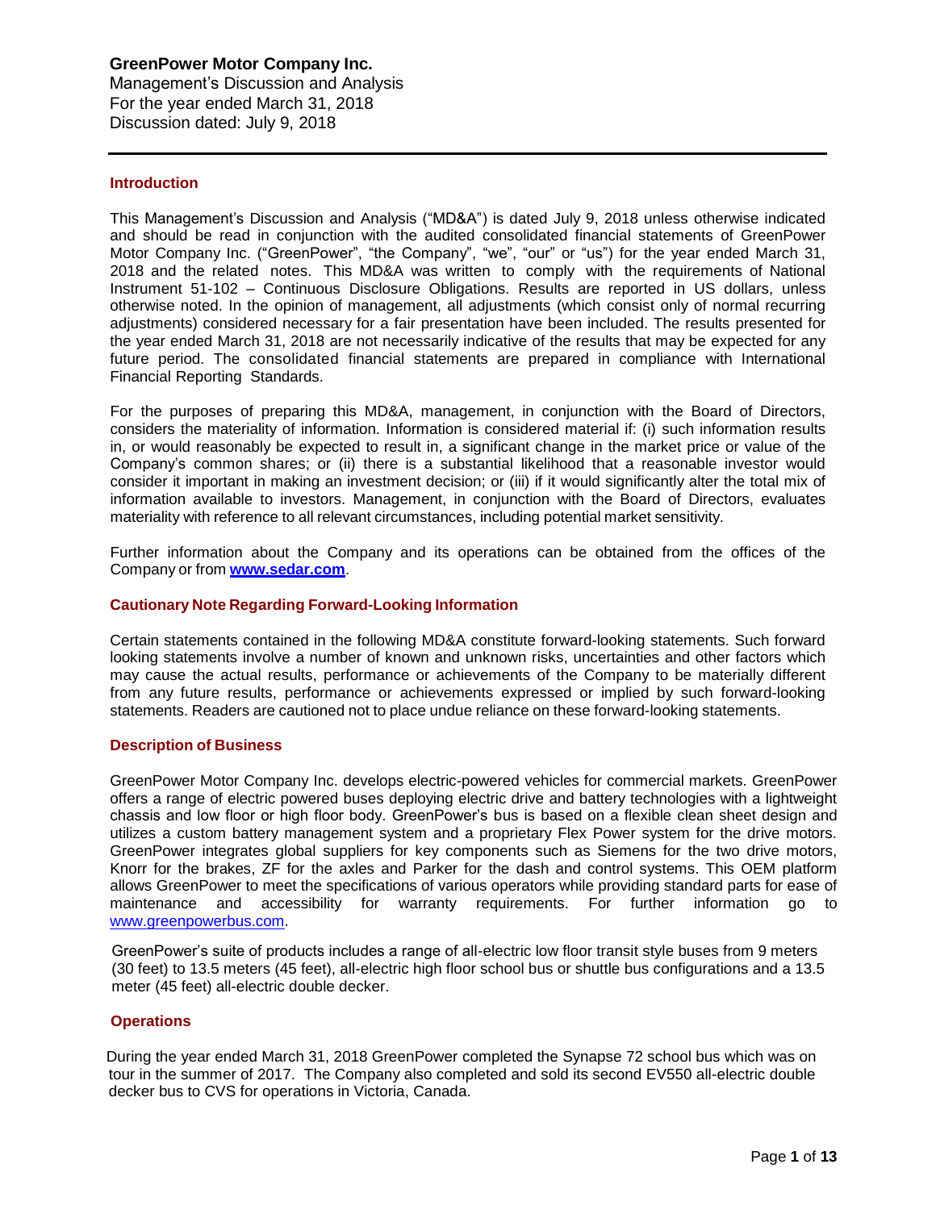**GreenPower Motor Company Inc.**
Management's Discussion and Analysis
For the year ended March 31, 2018
Discussion dated: July 9, 2018

## Introduction

This Management's Discussion and Analysis ("MD&A") is dated July 9, 2018 unless otherwise indicated and should be read in conjunction with the audited consolidated financial statements of GreenPower Motor Company Inc. ("GreenPower", "the Company", "we", "our" or "us") for the year ended March 31, 2018 and the related notes. This MD&A was written to comply with the requirements of National Instrument 51-102 – Continuous Disclosure Obligations. Results are reported in US dollars, unless otherwise noted. In the opinion of management, all adjustments (which consist only of normal recurring adjustments) considered necessary for a fair presentation have been included. The results presented for the year ended March 31, 2018 are not necessarily indicative of the results that may be expected for any future period. The consolidated financial statements are prepared in compliance with International Financial Reporting Standards.

For the purposes of preparing this MD&A, management, in conjunction with the Board of Directors, considers the materiality of information. Information is considered material if: (i) such information results in, or would reasonably be expected to result in, a significant change in the market price or value of the Company's common shares; or (ii) there is a substantial likelihood that a reasonable investor would consider it important in making an investment decision; or (iii) if it would significantly alter the total mix of information available to investors. Management, in conjunction with the Board of Directors, evaluates materiality with reference to all relevant circumstances, including potential market sensitivity.

Further information about the Company and its operations can be obtained from the offices of the Company or from **www.sedar.com**.

## Cautionary Note Regarding Forward-Looking Information

Certain statements contained in the following MD&A constitute forward-looking statements. Such forward looking statements involve a number of known and unknown risks, uncertainties and other factors which may cause the actual results, performance or achievements of the Company to be materially different from any future results, performance or achievements expressed or implied by such forward-looking statements. Readers are cautioned not to place undue reliance on these forward-looking statements.

## Description of Business

GreenPower Motor Company Inc. develops electric-powered vehicles for commercial markets. GreenPower offers a range of electric powered buses deploying electric drive and battery technologies with a lightweight chassis and low floor or high floor body. GreenPower's bus is based on a flexible clean sheet design and utilizes a custom battery management system and a proprietary Flex Power system for the drive motors. GreenPower integrates global suppliers for key components such as Siemens for the two drive motors, Knorr for the brakes, ZF for the axles and Parker for the dash and control systems. This OEM platform allows GreenPower to meet the specifications of various operators while providing standard parts for ease of maintenance and accessibility for warranty requirements. For further information go to www.greenpowerbus.com.

GreenPower's suite of products includes a range of all-electric low floor transit style buses from 9 meters (30 feet) to 13.5 meters (45 feet), all-electric high floor school bus or shuttle bus configurations and a 13.5 meter (45 feet) all-electric double decker.

## Operations

During the year ended March 31, 2018 GreenPower completed the Synapse 72 school bus which was on tour in the summer of 2017. The Company also completed and sold its second EV550 all-electric double decker bus to CVS for operations in Victoria, Canada.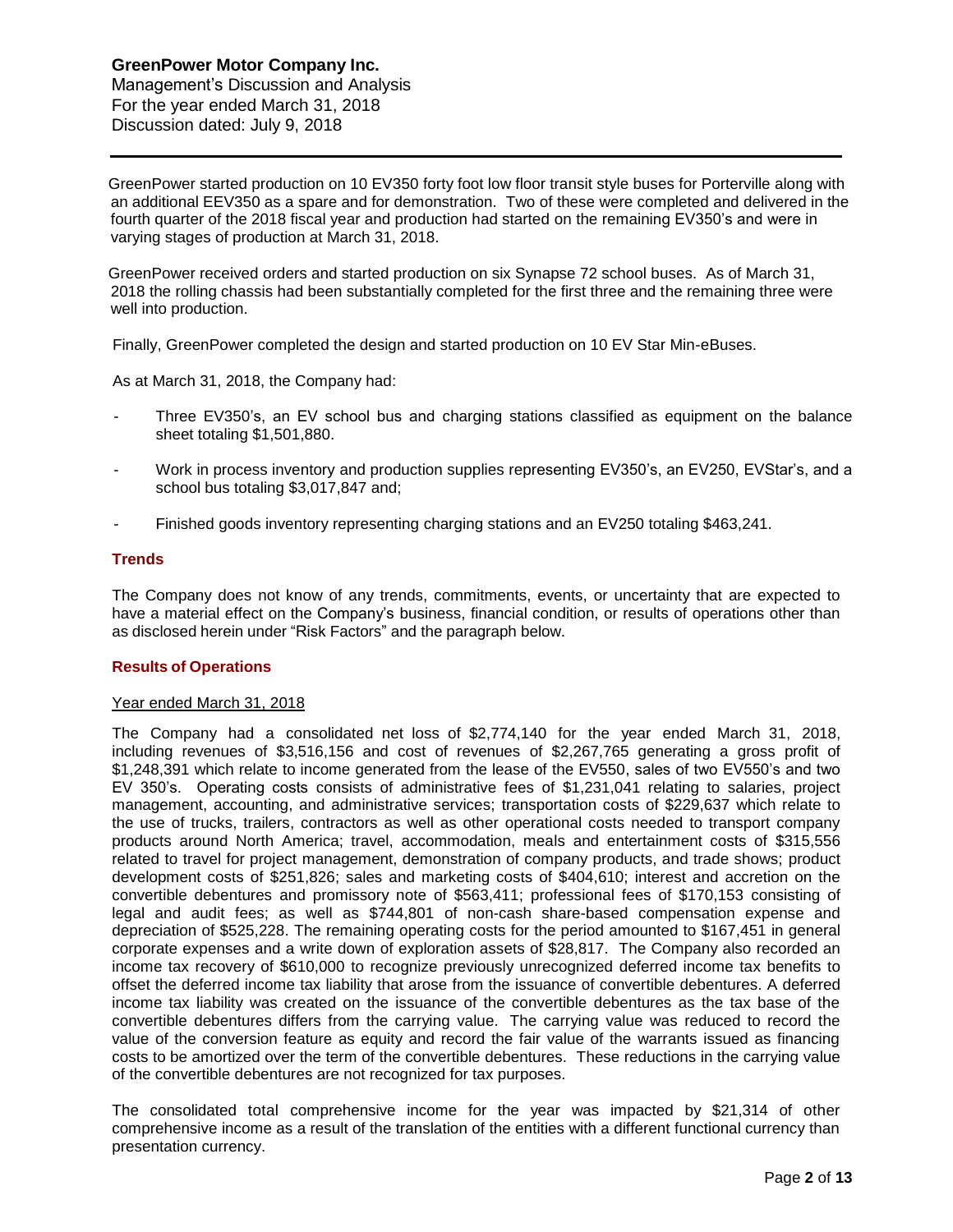GreenPower started production on 10 EV350 forty foot low floor transit style buses for Porterville along with an additional EEV350 as a spare and for demonstration. Two of these were completed and delivered in the fourth quarter of the 2018 fiscal year and production had started on the remaining EV350's and were in varying stages of production at March 31, 2018.

GreenPower received orders and started production on six Synapse 72 school buses. As of March 31, 2018 the rolling chassis had been substantially completed for the first three and the remaining three were well into production.

Finally, GreenPower completed the design and started production on 10 EV Star Min-eBuses.

As at March 31, 2018, the Company had:

- Three EV350's, an EV school bus and charging stations classified as equipment on the balance sheet totaling $1,501,880.
- Work in process inventory and production supplies representing EV350's, an EV250, EVStar's, and a school bus totaling $3,017,847 and;
- Finished goods inventory representing charging stations and an EV250 totaling $463,241.

## Trends

The Company does not know of any trends, commitments, events, or uncertainty that are expected to have a material effect on the Company's business, financial condition, or results of operations other than as disclosed herein under "Risk Factors" and the paragraph below.

## Results of Operations

Year ended March 31, 2018

The Company had a consolidated net loss of $2,774,140 for the year ended March 31, 2018, including revenues of $3,516,156 and cost of revenues of $2,267,765 generating a gross profit of $1,248,391 which relate to income generated from the lease of the EV550, sales of two EV550's and two EV 350's. Operating costs consists of administrative fees of $1,231,041 relating to salaries, project management, accounting, and administrative services; transportation costs of $229,637 which relate to the use of trucks, trailers, contractors as well as other operational costs needed to transport company products around North America; travel, accommodation, meals and entertainment costs of $315,556 related to travel for project management, demonstration of company products, and trade shows; product development costs of $251,826; sales and marketing costs of $404,610; interest and accretion on the convertible debentures and promissory note of $563,411; professional fees of $170,153 consisting of legal and audit fees; as well as $744,801 of non-cash share-based compensation expense and depreciation of $525,228. The remaining operating costs for the period amounted to $167,451 in general corporate expenses and a write down of exploration assets of $28,817. The Company also recorded an income tax recovery of $610,000 to recognize previously unrecognized deferred income tax benefits to offset the deferred income tax liability that arose from the issuance of convertible debentures. A deferred income tax liability was created on the issuance of the convertible debentures as the tax base of the convertible debentures differs from the carrying value. The carrying value was reduced to record the value of the conversion feature as equity and record the fair value of the warrants issued as financing costs to be amortized over the term of the convertible debentures. These reductions in the carrying value of the convertible debentures are not recognized for tax purposes.

The consolidated total comprehensive income for the year was impacted by $21,314 of other comprehensive income as a result of the translation of the entities with a different functional currency than presentation currency.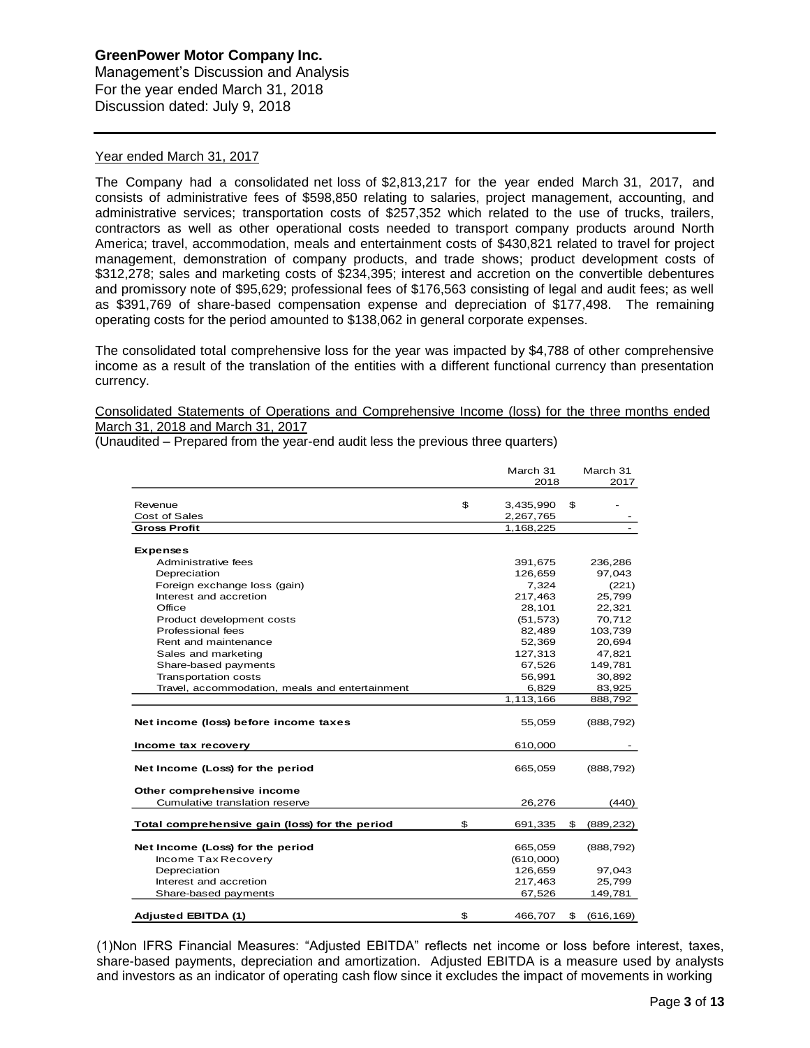Year ended March 31, 2017

The Company had a consolidated net loss of $2,813,217 for the year ended March 31, 2017, and consists of administrative fees of $598,850 relating to salaries, project management, accounting, and administrative services; transportation costs of $257,352 which related to the use of trucks, trailers, contractors as well as other operational costs needed to transport company products around North America; travel, accommodation, meals and entertainment costs of $430,821 related to travel for project management, demonstration of company products, and trade shows; product development costs of $312,278; sales and marketing costs of $234,395; interest and accretion on the convertible debentures and promissory note of $95,629; professional fees of $176,563 consisting of legal and audit fees; as well as $391,769 of share-based compensation expense and depreciation of $177,498. The remaining operating costs for the period amounted to $138,062 in general corporate expenses.

The consolidated total comprehensive loss for the year was impacted by $4,788 of other comprehensive income as a result of the translation of the entities with a different functional currency than presentation currency.

Consolidated Statements of Operations and Comprehensive Income (loss) for the three months ended March 31, 2018 and March 31, 2017

(Unaudited – Prepared from the year-end audit less the previous three quarters)

| | March 31 2018 | March 31 2017 |
|---|---|---|
| Revenue | $ 3,435,990 | $ - |
| Cost of Sales | 2,267,765 | - |
| **Gross Profit** | 1,168,225 | - |
| **Expenses** | | |
| Administrative fees | 391,675 | 236,286 |
| Depreciation | 126,659 | 97,043 |
| Foreign exchange loss (gain) | 7,324 | (221) |
| Interest and accretion | 217,463 | 25,799 |
| Office | 28,101 | 22,321 |
| Product development costs | (51,573) | 70,712 |
| Professional fees | 82,489 | 103,739 |
| Rent and maintenance | 52,369 | 20,694 |
| Sales and marketing | 127,313 | 47,821 |
| Share-based payments | 67,526 | 149,781 |
| Transportation costs | 56,991 | 30,892 |
| Travel, accommodation, meals and entertainment | 6,829 | 83,925 |
| | 1,113,166 | 888,792 |
| **Net income (loss) before income taxes** | 55,059 | (888,792) |
| **Income tax recovery** | 610,000 | - |
| **Net Income (Loss) for the period** | 665,059 | (888,792) |
| **Other comprehensive income** | | |
| Cumulative translation reserve | 26,276 | (440) |
| **Total comprehensive gain (loss) for the period** | $ 691,335 | $ (889,232) |
| **Net Income (Loss) for the period** | 665,059 | (888,792) |
| Income Tax Recovery | (610,000) | |
| Depreciation | 126,659 | 97,043 |
| Interest and accretion | 217,463 | 25,799 |
| Share-based payments | 67,526 | 149,781 |
| **Adjusted EBITDA (1)** | $ 466,707 | $ (616,169) |

(1)Non IFRS Financial Measures: "Adjusted EBITDA" reflects net income or loss before interest, taxes, share-based payments, depreciation and amortization. Adjusted EBITDA is a measure used by analysts and investors as an indicator of operating cash flow since it excludes the impact of movements in working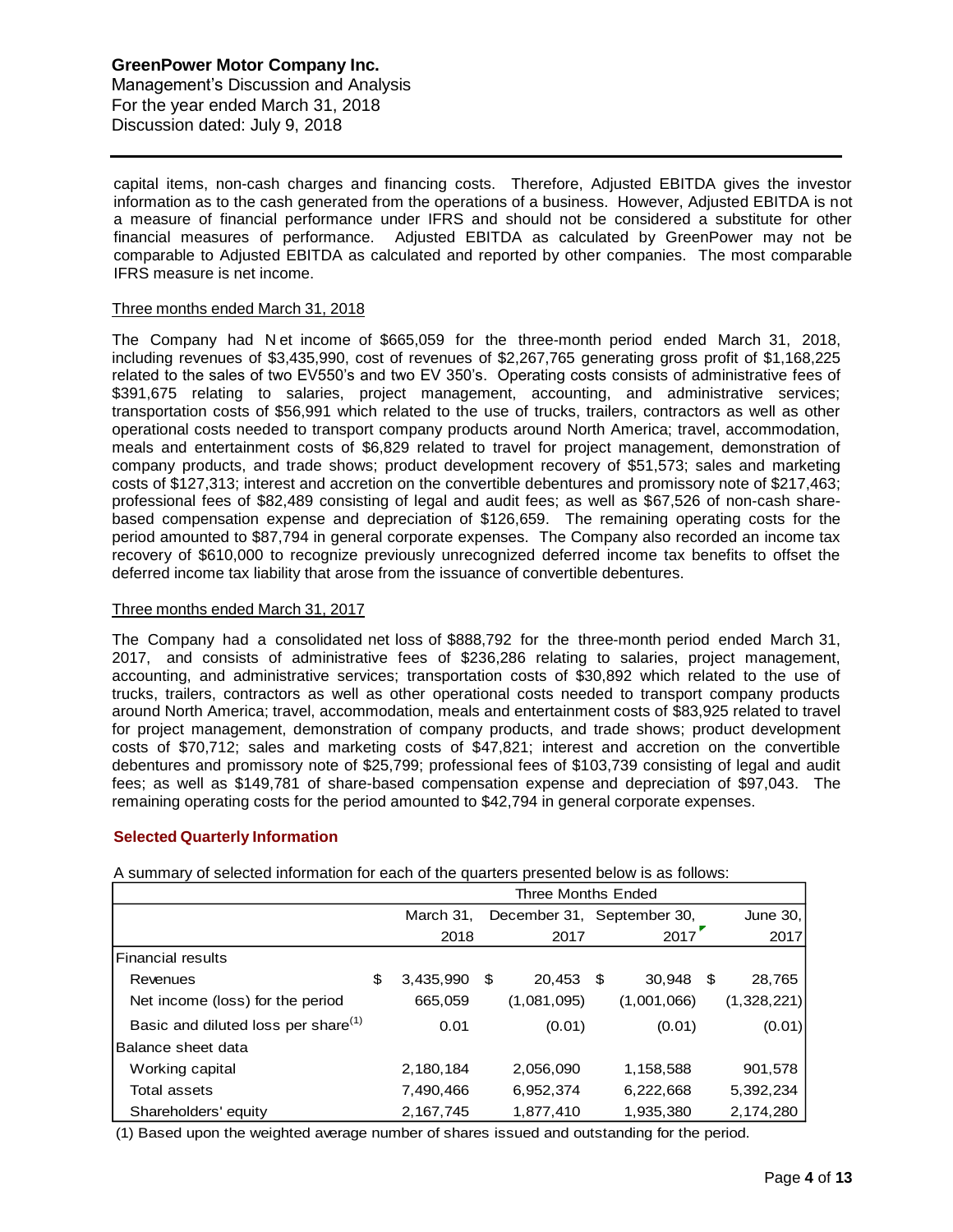capital items, non-cash charges and financing costs. Therefore, Adjusted EBITDA gives the investor information as to the cash generated from the operations of a business. However, Adjusted EBITDA is not a measure of financial performance under IFRS and should not be considered a substitute for other financial measures of performance. Adjusted EBITDA as calculated by GreenPower may not be comparable to Adjusted EBITDA as calculated and reported by other companies. The most comparable IFRS measure is net income.

Three months ended March 31, 2018

The Company had Net income of $665,059 for the three-month period ended March 31, 2018, including revenues of $3,435,990, cost of revenues of $2,267,765 generating gross profit of $1,168,225 related to the sales of two EV550's and two EV 350's. Operating costs consists of administrative fees of $391,675 relating to salaries, project management, accounting, and administrative services; transportation costs of $56,991 which related to the use of trucks, trailers, contractors as well as other operational costs needed to transport company products around North America; travel, accommodation, meals and entertainment costs of $6,829 related to travel for project management, demonstration of company products, and trade shows; product development recovery of $51,573; sales and marketing costs of $127,313; interest and accretion on the convertible debentures and promissory note of $217,463; professional fees of $82,489 consisting of legal and audit fees; as well as $67,526 of non-cash share-based compensation expense and depreciation of $126,659. The remaining operating costs for the period amounted to $87,794 in general corporate expenses. The Company also recorded an income tax recovery of $610,000 to recognize previously unrecognized deferred income tax benefits to offset the deferred income tax liability that arose from the issuance of convertible debentures.

Three months ended March 31, 2017

The Company had a consolidated net loss of $888,792 for the three-month period ended March 31, 2017, and consists of administrative fees of $236,286 relating to salaries, project management, accounting, and administrative services; transportation costs of $30,892 which related to the use of trucks, trailers, contractors as well as other operational costs needed to transport company products around North America; travel, accommodation, meals and entertainment costs of $83,925 related to travel for project management, demonstration of company products, and trade shows; product development costs of $70,712; sales and marketing costs of $47,821; interest and accretion on the convertible debentures and promissory note of $25,799; professional fees of $103,739 consisting of legal and audit fees; as well as $149,781 of share-based compensation expense and depreciation of $97,043. The remaining operating costs for the period amounted to $42,794 in general corporate expenses.

## Selected Quarterly Information

A summary of selected information for each of the quarters presented below is as follows:

| | Three Months Ended | | | |
|---|---|---|---|---|
| | March 31, 2018 | December 31, 2017 | September 30, 2017 | June 30, 2017 |
| Financial results | | | | |
| Revenues | $ 3,435,990 | $ 20,453 | $ 30,948 | $ 28,765 |
| Net income (loss) for the period | 665,059 | (1,081,095) | (1,001,066) | (1,328,221) |
| Basic and diluted loss per share[(1)] | 0.01 | (0.01) | (0.01) | (0.01) |
| Balance sheet data | | | | |
| Working capital | 2,180,184 | 2,056,090 | 1,158,588 | 901,578 |
| Total assets | 7,490,466 | 6,952,374 | 6,222,668 | 5,392,234 |
| Shareholders' equity | 2,167,745 | 1,877,410 | 1,935,380 | 2,174,280 |

(1) Based upon the weighted average number of shares issued and outstanding for the period.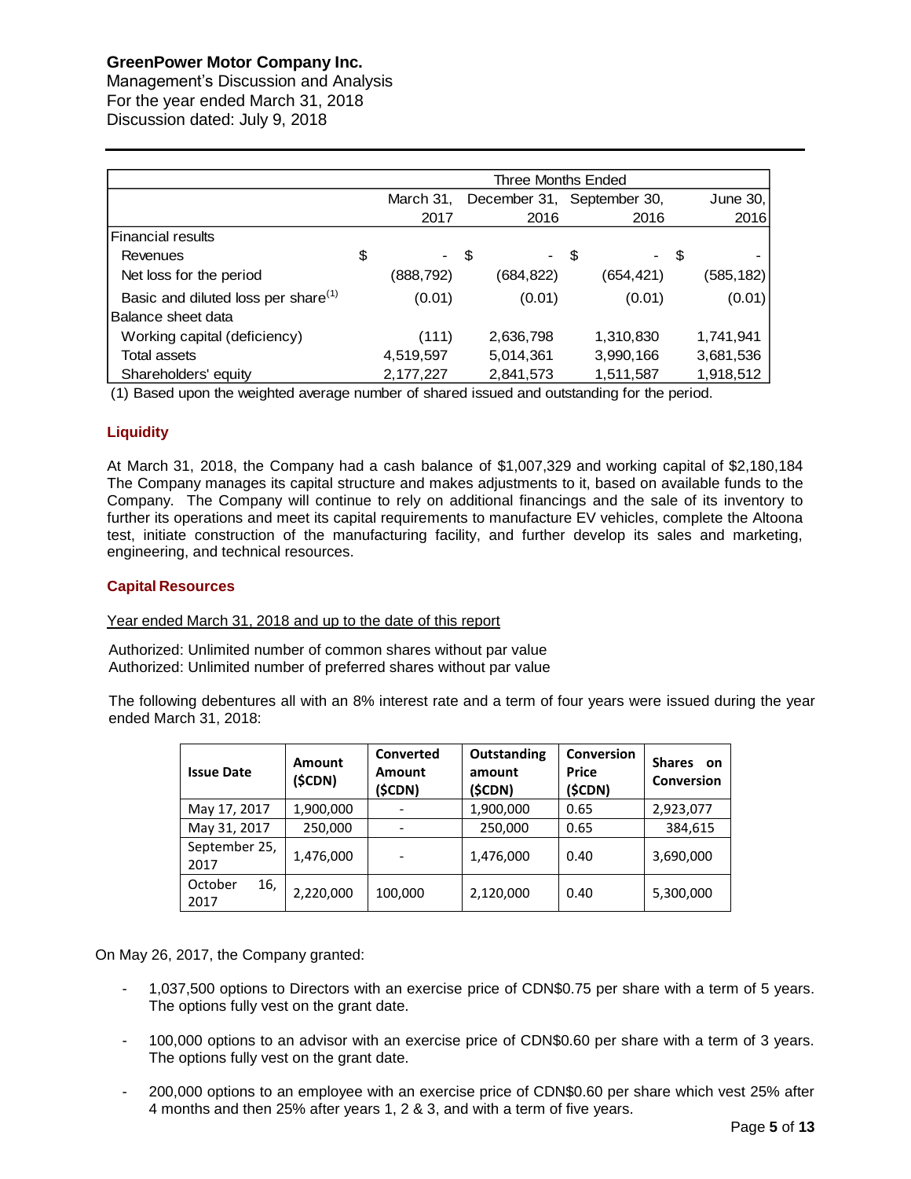| | Three Months Ended | | | |
|---|---|---|---|---|
| | March 31, 2017 | December 31, 2016 | September 30, 2016 | June 30, 2016 |
| Financial results | | | | |
| Revenues | $ - | $ - | $ - | $ - |
| Net loss for the period | (888,792) | (684,822) | (654,421) | (585,182) |
| Basic and diluted loss per share(1) | (0.01) | (0.01) | (0.01) | (0.01) |
| Balance sheet data | | | | |
| Working capital (deficiency) | (111) | 2,636,798 | 1,310,830 | 1,741,941 |
| Total assets | 4,519,597 | 5,014,361 | 3,990,166 | 3,681,536 |
| Shareholders' equity | 2,177,227 | 2,841,573 | 1,511,587 | 1,918,512 |

(1) Based upon the weighted average number of shared issued and outstanding for the period.

## Liquidity

At March 31, 2018, the Company had a cash balance of $1,007,329 and working capital of $2,180,184 The Company manages its capital structure and makes adjustments to it, based on available funds to the Company. The Company will continue to rely on additional financings and the sale of its inventory to further its operations and meet its capital requirements to manufacture EV vehicles, complete the Altoona test, initiate construction of the manufacturing facility, and further develop its sales and marketing, engineering, and technical resources.

## Capital Resources

Year ended March 31, 2018 and up to the date of this report

Authorized: Unlimited number of common shares without par value
Authorized: Unlimited number of preferred shares without par value

The following debentures all with an 8% interest rate and a term of four years were issued during the year ended March 31, 2018:

| Issue Date | Amount (\$CDN) | Converted Amount (\$CDN) | Outstanding amount (\$CDN) | Conversion Price (\$CDN) | Shares on Conversion |
|---|---|---|---|---|---|
| May 17, 2017 | 1,900,000 | - | 1,900,000 | 0.65 | 2,923,077 |
| May 31, 2017 | 250,000 | - | 250,000 | 0.65 | 384,615 |
| September 25, 2017 | 1,476,000 | - | 1,476,000 | 0.40 | 3,690,000 |
| October 16, 2017 | 2,220,000 | 100,000 | 2,120,000 | 0.40 | 5,300,000 |

On May 26, 2017, the Company granted:

- 1,037,500 options to Directors with an exercise price of CDN$0.75 per share with a term of 5 years. The options fully vest on the grant date.
- 100,000 options to an advisor with an exercise price of CDN$0.60 per share with a term of 3 years. The options fully vest on the grant date.
- 200,000 options to an employee with an exercise price of CDN$0.60 per share which vest 25% after 4 months and then 25% after years 1, 2 & 3, and with a term of five years.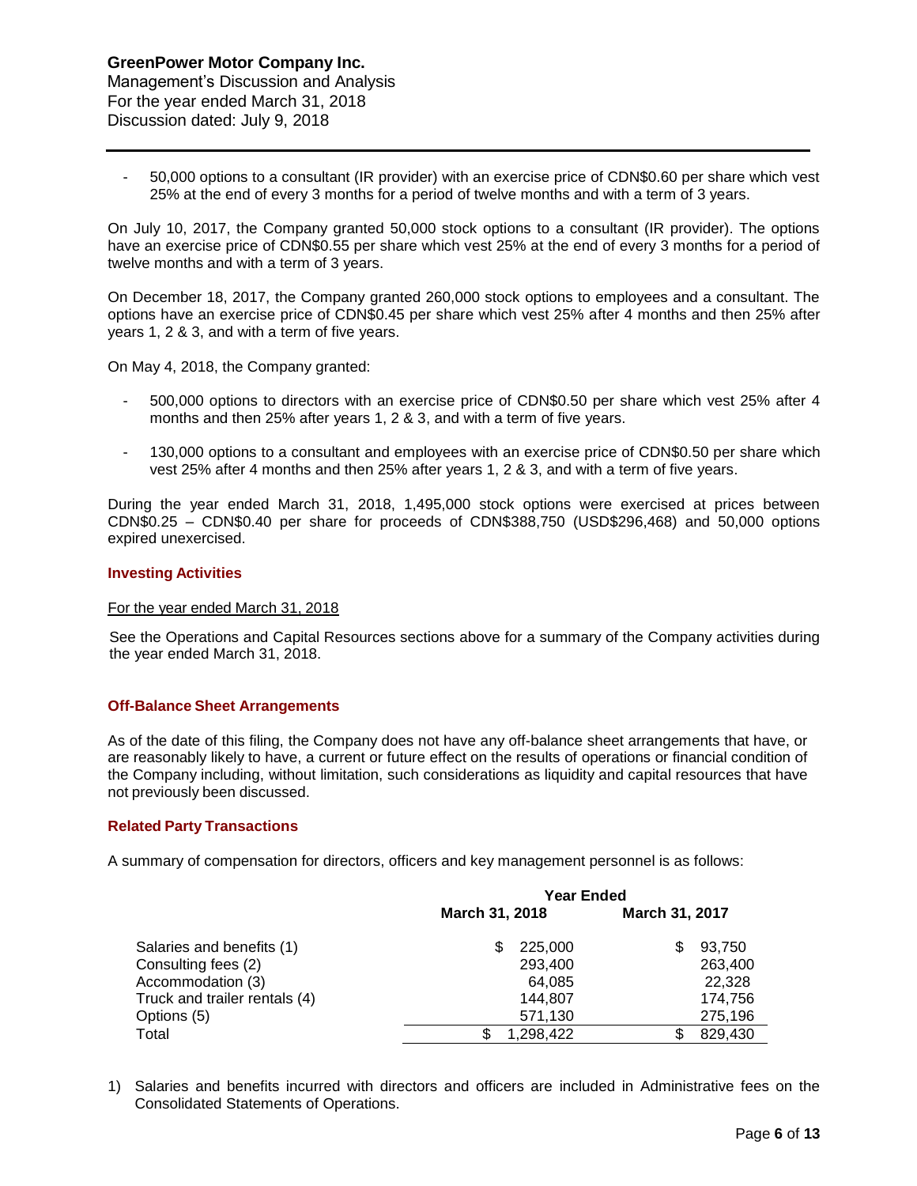- 50,000 options to a consultant (IR provider) with an exercise price of CDN$0.60 per share which vest 25% at the end of every 3 months for a period of twelve months and with a term of 3 years.

On July 10, 2017, the Company granted 50,000 stock options to a consultant (IR provider). The options have an exercise price of CDN$0.55 per share which vest 25% at the end of every 3 months for a period of twelve months and with a term of 3 years.

On December 18, 2017, the Company granted 260,000 stock options to employees and a consultant. The options have an exercise price of CDN$0.45 per share which vest 25% after 4 months and then 25% after years 1, 2 & 3, and with a term of five years.

On May 4, 2018, the Company granted:

- 500,000 options to directors with an exercise price of CDN$0.50 per share which vest 25% after 4 months and then 25% after years 1, 2 & 3, and with a term of five years.
- 130,000 options to a consultant and employees with an exercise price of CDN$0.50 per share which vest 25% after 4 months and then 25% after years 1, 2 & 3, and with a term of five years.

During the year ended March 31, 2018, 1,495,000 stock options were exercised at prices between CDN$0.25 – CDN$0.40 per share for proceeds of CDN$388,750 (USD$296,468) and 50,000 options expired unexercised.

## Investing Activities

For the year ended March 31, 2018

See the Operations and Capital Resources sections above for a summary of the Company activities during the year ended March 31, 2018.

## Off-Balance Sheet Arrangements

As of the date of this filing, the Company does not have any off-balance sheet arrangements that have, or are reasonably likely to have, a current or future effect on the results of operations or financial condition of the Company including, without limitation, such considerations as liquidity and capital resources that have not previously been discussed.

## Related Party Transactions

A summary of compensation for directors, officers and key management personnel is as follows:

| | Year Ended | |
|---|---|---|
| | March 31, 2018 | March 31, 2017 |
| Salaries and benefits (1) | $ 225,000 | $ 93,750 |
| Consulting fees (2) | 293,400 | 263,400 |
| Accommodation (3) | 64,085 | 22,328 |
| Truck and trailer rentals (4) | 144,807 | 174,756 |
| Options (5) | 571,130 | 275,196 |
| Total | $ 1,298,422 | $ 829,430 |

1) Salaries and benefits incurred with directors and officers are included in Administrative fees on the Consolidated Statements of Operations.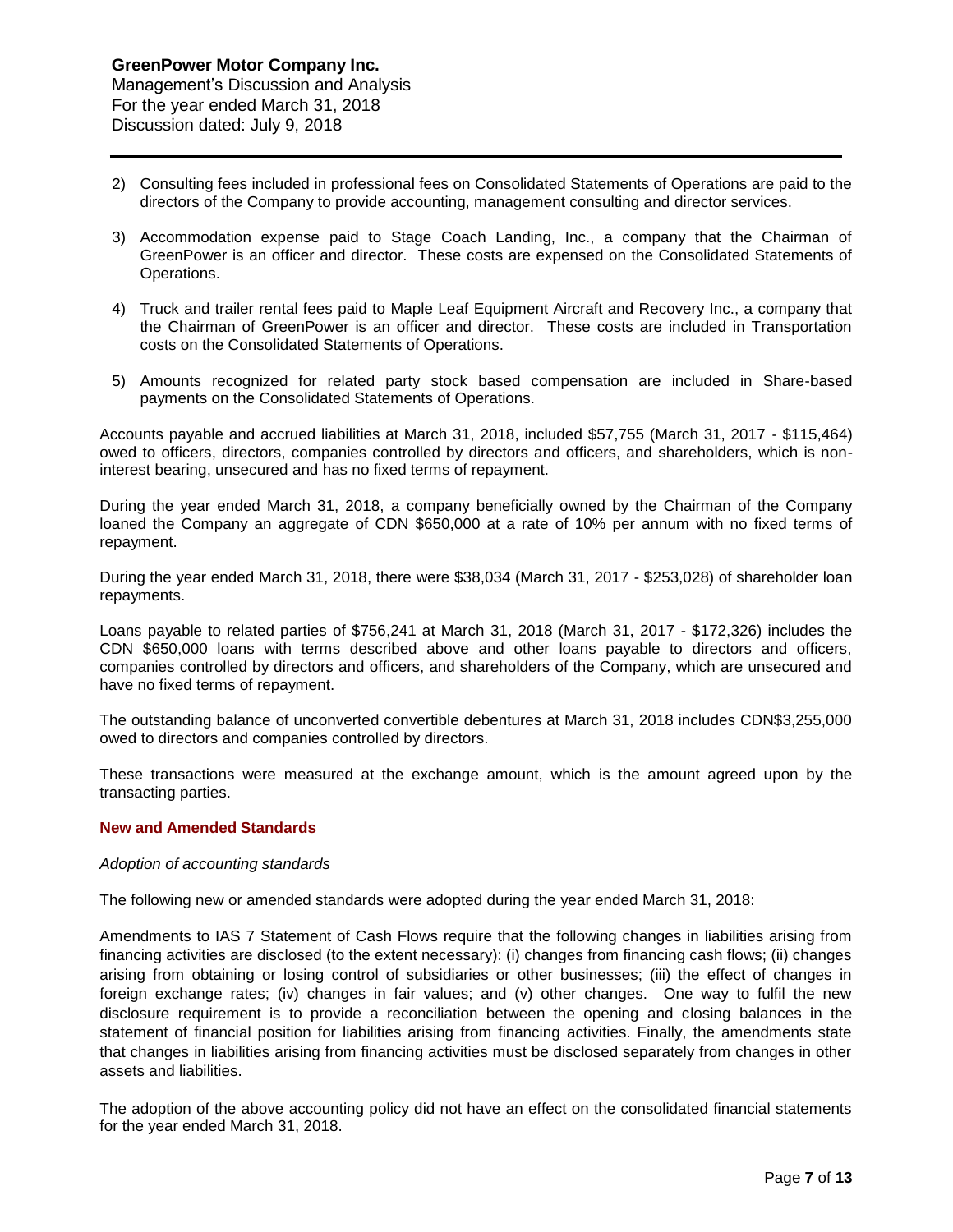2) Consulting fees included in professional fees on Consolidated Statements of Operations are paid to the directors of the Company to provide accounting, management consulting and director services.

3) Accommodation expense paid to Stage Coach Landing, Inc., a company that the Chairman of GreenPower is an officer and director. These costs are expensed on the Consolidated Statements of Operations.

4) Truck and trailer rental fees paid to Maple Leaf Equipment Aircraft and Recovery Inc., a company that the Chairman of GreenPower is an officer and director. These costs are included in Transportation costs on the Consolidated Statements of Operations.

5) Amounts recognized for related party stock based compensation are included in Share-based payments on the Consolidated Statements of Operations.

Accounts payable and accrued liabilities at March 31, 2018, included $57,755 (March 31, 2017 - $115,464) owed to officers, directors, companies controlled by directors and officers, and shareholders, which is non-interest bearing, unsecured and has no fixed terms of repayment.

During the year ended March 31, 2018, a company beneficially owned by the Chairman of the Company loaned the Company an aggregate of CDN $650,000 at a rate of 10% per annum with no fixed terms of repayment.

During the year ended March 31, 2018, there were $38,034 (March 31, 2017 - $253,028) of shareholder loan repayments.

Loans payable to related parties of $756,241 at March 31, 2018 (March 31, 2017 - $172,326) includes the CDN $650,000 loans with terms described above and other loans payable to directors and officers, companies controlled by directors and officers, and shareholders of the Company, which are unsecured and have no fixed terms of repayment.

The outstanding balance of unconverted convertible debentures at March 31, 2018 includes CDN$3,255,000 owed to directors and companies controlled by directors.

These transactions were measured at the exchange amount, which is the amount agreed upon by the transacting parties.

## New and Amended Standards

*Adoption of accounting standards*

The following new or amended standards were adopted during the year ended March 31, 2018:

Amendments to IAS 7 Statement of Cash Flows require that the following changes in liabilities arising from financing activities are disclosed (to the extent necessary): (i) changes from financing cash flows; (ii) changes arising from obtaining or losing control of subsidiaries or other businesses; (iii) the effect of changes in foreign exchange rates; (iv) changes in fair values; and (v) other changes. One way to fulfil the new disclosure requirement is to provide a reconciliation between the opening and closing balances in the statement of financial position for liabilities arising from financing activities. Finally, the amendments state that changes in liabilities arising from financing activities must be disclosed separately from changes in other assets and liabilities.

The adoption of the above accounting policy did not have an effect on the consolidated financial statements for the year ended March 31, 2018.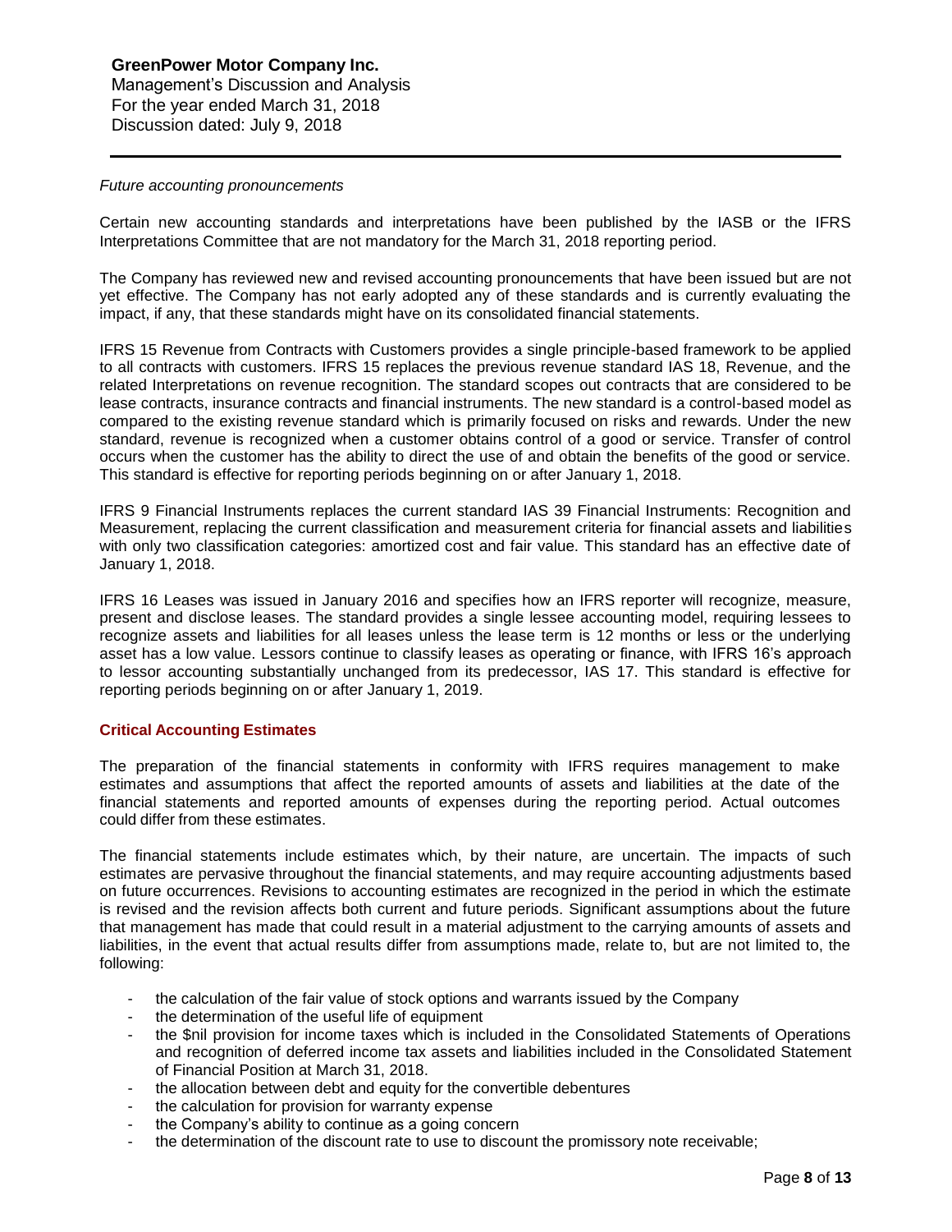*Future accounting pronouncements*

Certain new accounting standards and interpretations have been published by the IASB or the IFRS Interpretations Committee that are not mandatory for the March 31, 2018 reporting period.

The Company has reviewed new and revised accounting pronouncements that have been issued but are not yet effective. The Company has not early adopted any of these standards and is currently evaluating the impact, if any, that these standards might have on its consolidated financial statements.

IFRS 15 Revenue from Contracts with Customers provides a single principle-based framework to be applied to all contracts with customers. IFRS 15 replaces the previous revenue standard IAS 18, Revenue, and the related Interpretations on revenue recognition. The standard scopes out contracts that are considered to be lease contracts, insurance contracts and financial instruments. The new standard is a control-based model as compared to the existing revenue standard which is primarily focused on risks and rewards. Under the new standard, revenue is recognized when a customer obtains control of a good or service. Transfer of control occurs when the customer has the ability to direct the use of and obtain the benefits of the good or service. This standard is effective for reporting periods beginning on or after January 1, 2018.

IFRS 9 Financial Instruments replaces the current standard IAS 39 Financial Instruments: Recognition and Measurement, replacing the current classification and measurement criteria for financial assets and liabilities with only two classification categories: amortized cost and fair value. This standard has an effective date of January 1, 2018.

IFRS 16 Leases was issued in January 2016 and specifies how an IFRS reporter will recognize, measure, present and disclose leases. The standard provides a single lessee accounting model, requiring lessees to recognize assets and liabilities for all leases unless the lease term is 12 months or less or the underlying asset has a low value. Lessors continue to classify leases as operating or finance, with IFRS 16's approach to lessor accounting substantially unchanged from its predecessor, IAS 17. This standard is effective for reporting periods beginning on or after January 1, 2019.

## Critical Accounting Estimates

The preparation of the financial statements in conformity with IFRS requires management to make estimates and assumptions that affect the reported amounts of assets and liabilities at the date of the financial statements and reported amounts of expenses during the reporting period. Actual outcomes could differ from these estimates.

The financial statements include estimates which, by their nature, are uncertain. The impacts of such estimates are pervasive throughout the financial statements, and may require accounting adjustments based on future occurrences. Revisions to accounting estimates are recognized in the period in which the estimate is revised and the revision affects both current and future periods. Significant assumptions about the future that management has made that could result in a material adjustment to the carrying amounts of assets and liabilities, in the event that actual results differ from assumptions made, relate to, but are not limited to, the following:

- the calculation of the fair value of stock options and warrants issued by the Company
- the determination of the useful life of equipment
- the $nil provision for income taxes which is included in the Consolidated Statements of Operations and recognition of deferred income tax assets and liabilities included in the Consolidated Statement of Financial Position at March 31, 2018.
- the allocation between debt and equity for the convertible debentures
- the calculation for provision for warranty expense
- the Company's ability to continue as a going concern
- the determination of the discount rate to use to discount the promissory note receivable;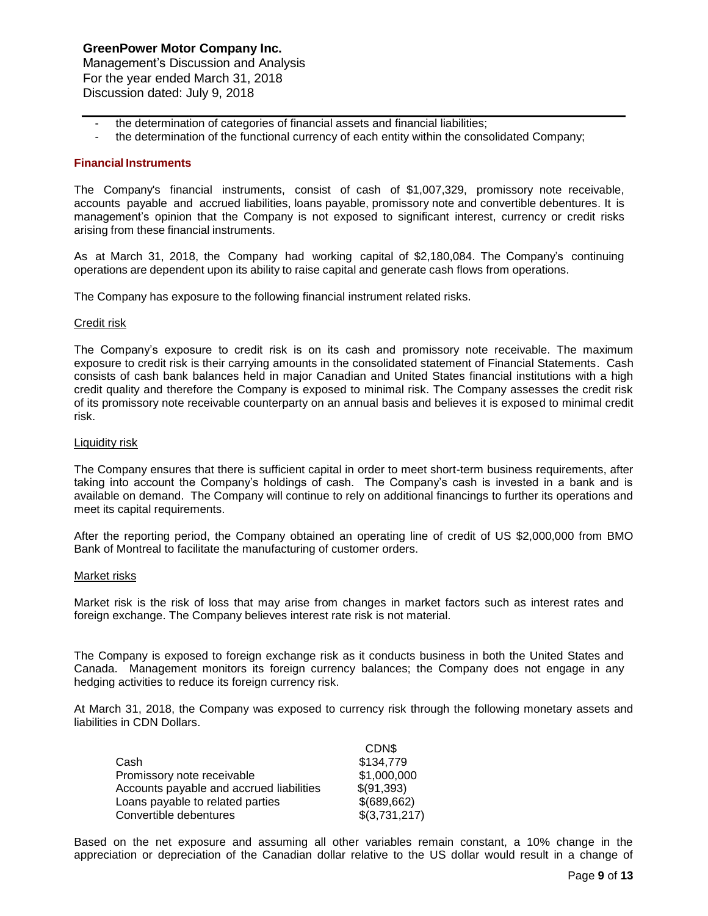- the determination of categories of financial assets and financial liabilities;
- the determination of the functional currency of each entity within the consolidated Company;

## Financial Instruments

The Company's financial instruments, consist of cash of $1,007,329, promissory note receivable, accounts payable and accrued liabilities, loans payable, promissory note and convertible debentures. It is management's opinion that the Company is not exposed to significant interest, currency or credit risks arising from these financial instruments.

As at March 31, 2018, the Company had working capital of $2,180,084. The Company's continuing operations are dependent upon its ability to raise capital and generate cash flows from operations.

The Company has exposure to the following financial instrument related risks.

### Credit risk

The Company's exposure to credit risk is on its cash and promissory note receivable. The maximum exposure to credit risk is their carrying amounts in the consolidated statement of Financial Statements. Cash consists of cash bank balances held in major Canadian and United States financial institutions with a high credit quality and therefore the Company is exposed to minimal risk. The Company assesses the credit risk of its promissory note receivable counterparty on an annual basis and believes it is exposed to minimal credit risk.

### Liquidity risk

The Company ensures that there is sufficient capital in order to meet short-term business requirements, after taking into account the Company's holdings of cash. The Company's cash is invested in a bank and is available on demand. The Company will continue to rely on additional financings to further its operations and meet its capital requirements.

After the reporting period, the Company obtained an operating line of credit of US $2,000,000 from BMO Bank of Montreal to facilitate the manufacturing of customer orders.

### Market risks

Market risk is the risk of loss that may arise from changes in market factors such as interest rates and foreign exchange. The Company believes interest rate risk is not material.

The Company is exposed to foreign exchange risk as it conducts business in both the United States and Canada. Management monitors its foreign currency balances; the Company does not engage in any hedging activities to reduce its foreign currency risk.

At March 31, 2018, the Company was exposed to currency risk through the following monetary assets and liabilities in CDN Dollars.

| | CDN$ |
|---|---|
| Cash | $134,779 |
| Promissory note receivable | $1,000,000 |
| Accounts payable and accrued liabilities | $(91,393) |
| Loans payable to related parties | $(689,662) |
| Convertible debentures | $(3,731,217) |

Based on the net exposure and assuming all other variables remain constant, a 10% change in the appreciation or depreciation of the Canadian dollar relative to the US dollar would result in a change of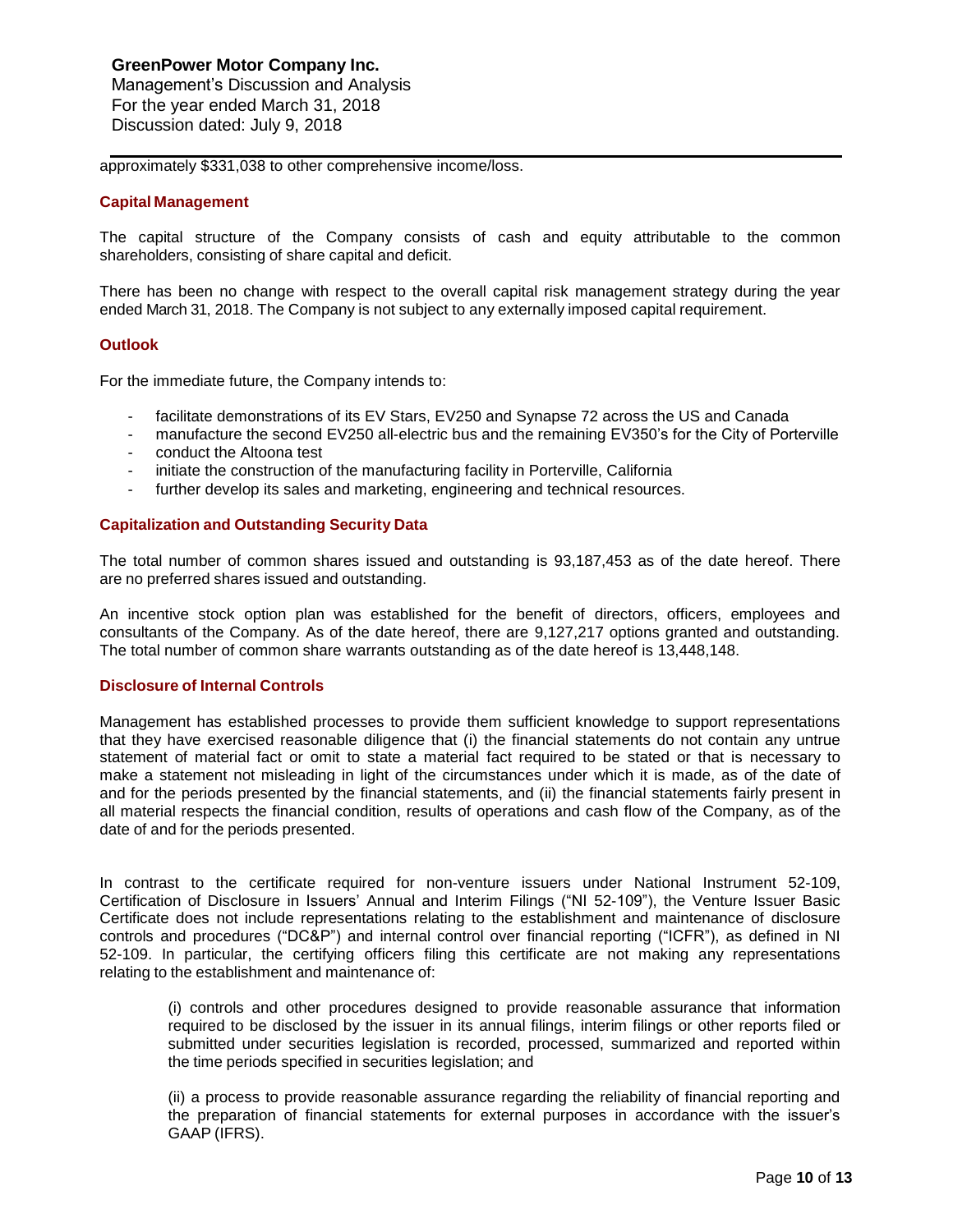approximately $331,038 to other comprehensive income/loss.

## Capital Management

The capital structure of the Company consists of cash and equity attributable to the common shareholders, consisting of share capital and deficit.

There has been no change with respect to the overall capital risk management strategy during the year ended March 31, 2018. The Company is not subject to any externally imposed capital requirement.

## Outlook

For the immediate future, the Company intends to:

- facilitate demonstrations of its EV Stars, EV250 and Synapse 72 across the US and Canada
- manufacture the second EV250 all-electric bus and the remaining EV350's for the City of Porterville
- conduct the Altoona test
- initiate the construction of the manufacturing facility in Porterville, California
- further develop its sales and marketing, engineering and technical resources.

## Capitalization and Outstanding Security Data

The total number of common shares issued and outstanding is 93,187,453 as of the date hereof. There are no preferred shares issued and outstanding.

An incentive stock option plan was established for the benefit of directors, officers, employees and consultants of the Company. As of the date hereof, there are 9,127,217 options granted and outstanding. The total number of common share warrants outstanding as of the date hereof is 13,448,148.

## Disclosure of Internal Controls

Management has established processes to provide them sufficient knowledge to support representations that they have exercised reasonable diligence that (i) the financial statements do not contain any untrue statement of material fact or omit to state a material fact required to be stated or that is necessary to make a statement not misleading in light of the circumstances under which it is made, as of the date of and for the periods presented by the financial statements, and (ii) the financial statements fairly present in all material respects the financial condition, results of operations and cash flow of the Company, as of the date of and for the periods presented.

In contrast to the certificate required for non-venture issuers under National Instrument 52-109, Certification of Disclosure in Issuers' Annual and Interim Filings ("NI 52-109"), the Venture Issuer Basic Certificate does not include representations relating to the establishment and maintenance of disclosure controls and procedures ("DC&P") and internal control over financial reporting ("ICFR"), as defined in NI 52-109. In particular, the certifying officers filing this certificate are not making any representations relating to the establishment and maintenance of:

> (i) controls and other procedures designed to provide reasonable assurance that information required to be disclosed by the issuer in its annual filings, interim filings or other reports filed or submitted under securities legislation is recorded, processed, summarized and reported within the time periods specified in securities legislation; and
>
> (ii) a process to provide reasonable assurance regarding the reliability of financial reporting and the preparation of financial statements for external purposes in accordance with the issuer's GAAP (IFRS).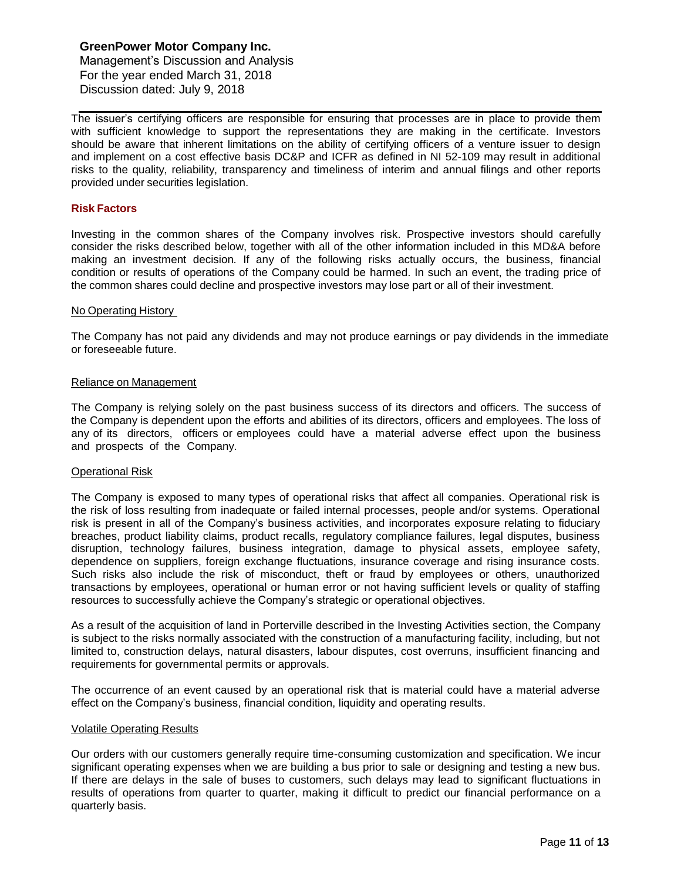The issuer's certifying officers are responsible for ensuring that processes are in place to provide them with sufficient knowledge to support the representations they are making in the certificate. Investors should be aware that inherent limitations on the ability of certifying officers of a venture issuer to design and implement on a cost effective basis DC&P and ICFR as defined in NI 52-109 may result in additional risks to the quality, reliability, transparency and timeliness of interim and annual filings and other reports provided under securities legislation.

## Risk Factors

Investing in the common shares of the Company involves risk. Prospective investors should carefully consider the risks described below, together with all of the other information included in this MD&A before making an investment decision. If any of the following risks actually occurs, the business, financial condition or results of operations of the Company could be harmed. In such an event, the trading price of the common shares could decline and prospective investors may lose part or all of their investment.

### No Operating History

The Company has not paid any dividends and may not produce earnings or pay dividends in the immediate or foreseeable future.

### Reliance on Management

The Company is relying solely on the past business success of its directors and officers. The success of the Company is dependent upon the efforts and abilities of its directors, officers and employees. The loss of any of its directors, officers or employees could have a material adverse effect upon the business and prospects of the Company.

### Operational Risk

The Company is exposed to many types of operational risks that affect all companies. Operational risk is the risk of loss resulting from inadequate or failed internal processes, people and/or systems. Operational risk is present in all of the Company's business activities, and incorporates exposure relating to fiduciary breaches, product liability claims, product recalls, regulatory compliance failures, legal disputes, business disruption, technology failures, business integration, damage to physical assets, employee safety, dependence on suppliers, foreign exchange fluctuations, insurance coverage and rising insurance costs. Such risks also include the risk of misconduct, theft or fraud by employees or others, unauthorized transactions by employees, operational or human error or not having sufficient levels or quality of staffing resources to successfully achieve the Company's strategic or operational objectives.

As a result of the acquisition of land in Porterville described in the Investing Activities section, the Company is subject to the risks normally associated with the construction of a manufacturing facility, including, but not limited to, construction delays, natural disasters, labour disputes, cost overruns, insufficient financing and requirements for governmental permits or approvals.

The occurrence of an event caused by an operational risk that is material could have a material adverse effect on the Company's business, financial condition, liquidity and operating results.

### Volatile Operating Results

Our orders with our customers generally require time-consuming customization and specification. We incur significant operating expenses when we are building a bus prior to sale or designing and testing a new bus. If there are delays in the sale of buses to customers, such delays may lead to significant fluctuations in results of operations from quarter to quarter, making it difficult to predict our financial performance on a quarterly basis.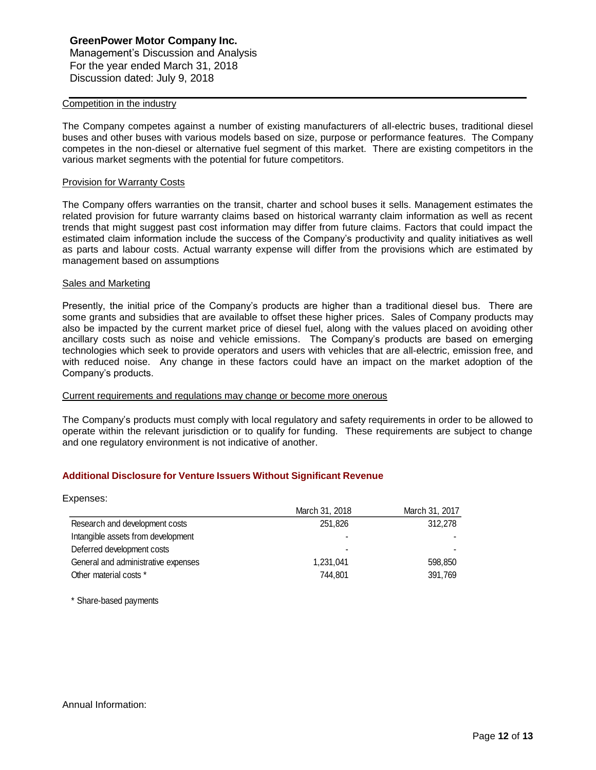#### Competition in the industry

The Company competes against a number of existing manufacturers of all-electric buses, traditional diesel buses and other buses with various models based on size, purpose or performance features. The Company competes in the non-diesel or alternative fuel segment of this market. There are existing competitors in the various market segments with the potential for future competitors.

#### Provision for Warranty Costs

The Company offers warranties on the transit, charter and school buses it sells. Management estimates the related provision for future warranty claims based on historical warranty claim information as well as recent trends that might suggest past cost information may differ from future claims. Factors that could impact the estimated claim information include the success of the Company's productivity and quality initiatives as well as parts and labour costs. Actual warranty expense will differ from the provisions which are estimated by management based on assumptions

#### Sales and Marketing

Presently, the initial price of the Company's products are higher than a traditional diesel bus. There are some grants and subsidies that are available to offset these higher prices. Sales of Company products may also be impacted by the current market price of diesel fuel, along with the values placed on avoiding other ancillary costs such as noise and vehicle emissions. The Company's products are based on emerging technologies which seek to provide operators and users with vehicles that are all-electric, emission free, and with reduced noise. Any change in these factors could have an impact on the market adoption of the Company's products.

#### Current requirements and regulations may change or become more onerous

The Company's products must comply with local regulatory and safety requirements in order to be allowed to operate within the relevant jurisdiction or to qualify for funding. These requirements are subject to change and one regulatory environment is not indicative of another.

## Additional Disclosure for Venture Issuers Without Significant Revenue

Expenses:

| | March 31, 2018 | March 31, 2017 |
|---|---|---|
| Research and development costs | 251,826 | 312,278 |
| Intangible assets from development | - | - |
| Deferred development costs | - | - |
| General and administrative expenses | 1,231,041 | 598,850 |
| Other material costs * | 744,801 | 391,769 |

* Share-based payments

Annual Information: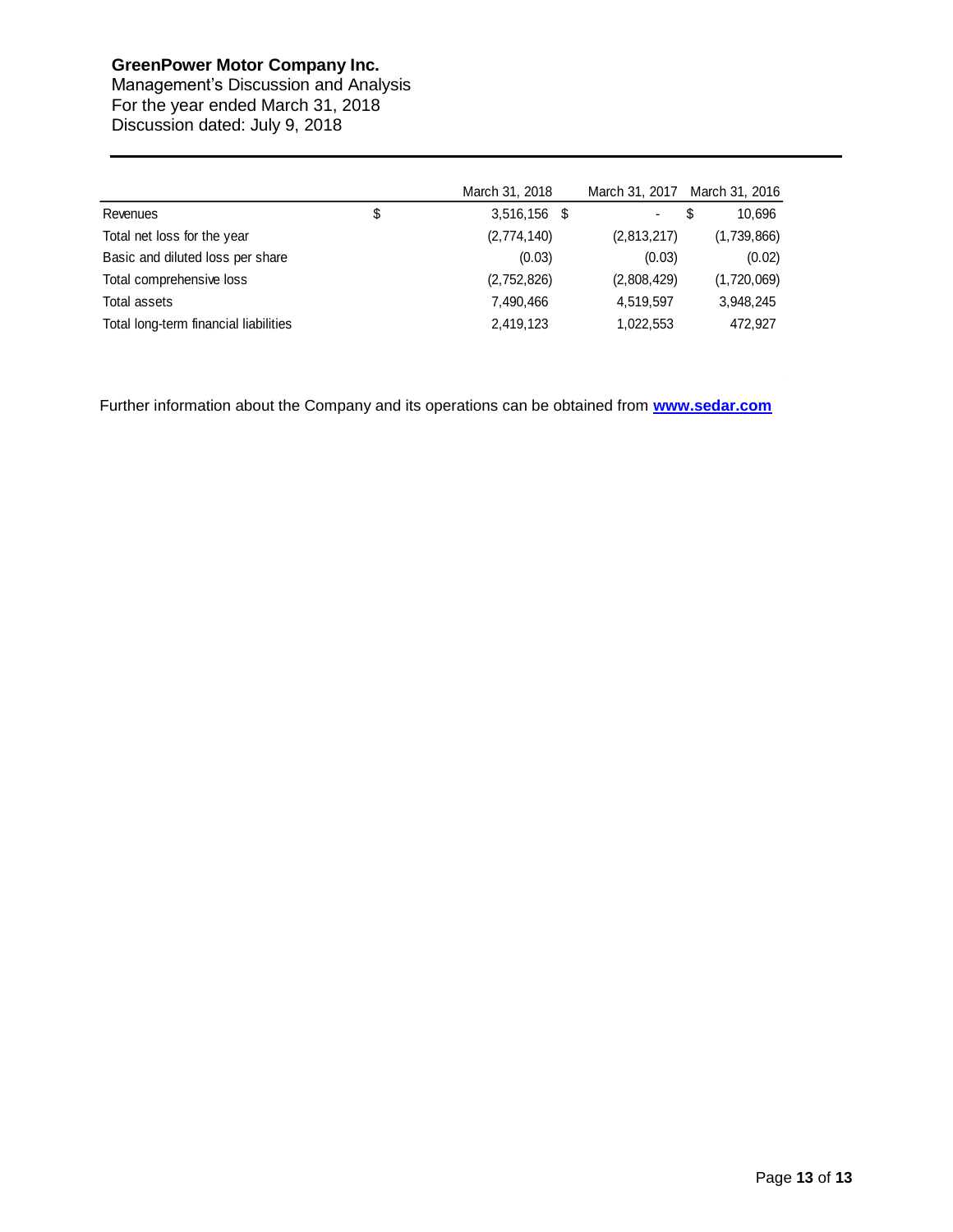| | March 31, 2018 | March 31, 2017 | March 31, 2016 |
|---|---|---|---|
| Revenues | $ 3,516,156 | $ - | $ 10,696 |
| Total net loss for the year | (2,774,140) | (2,813,217) | (1,739,866) |
| Basic and diluted loss per share | (0.03) | (0.03) | (0.02) |
| Total comprehensive loss | (2,752,826) | (2,808,429) | (1,720,069) |
| Total assets | 7,490,466 | 4,519,597 | 3,948,245 |
| Total long-term financial liabilities | 2,419,123 | 1,022,553 | 472,927 |

Further information about the Company and its operations can be obtained from **www.sedar.com**